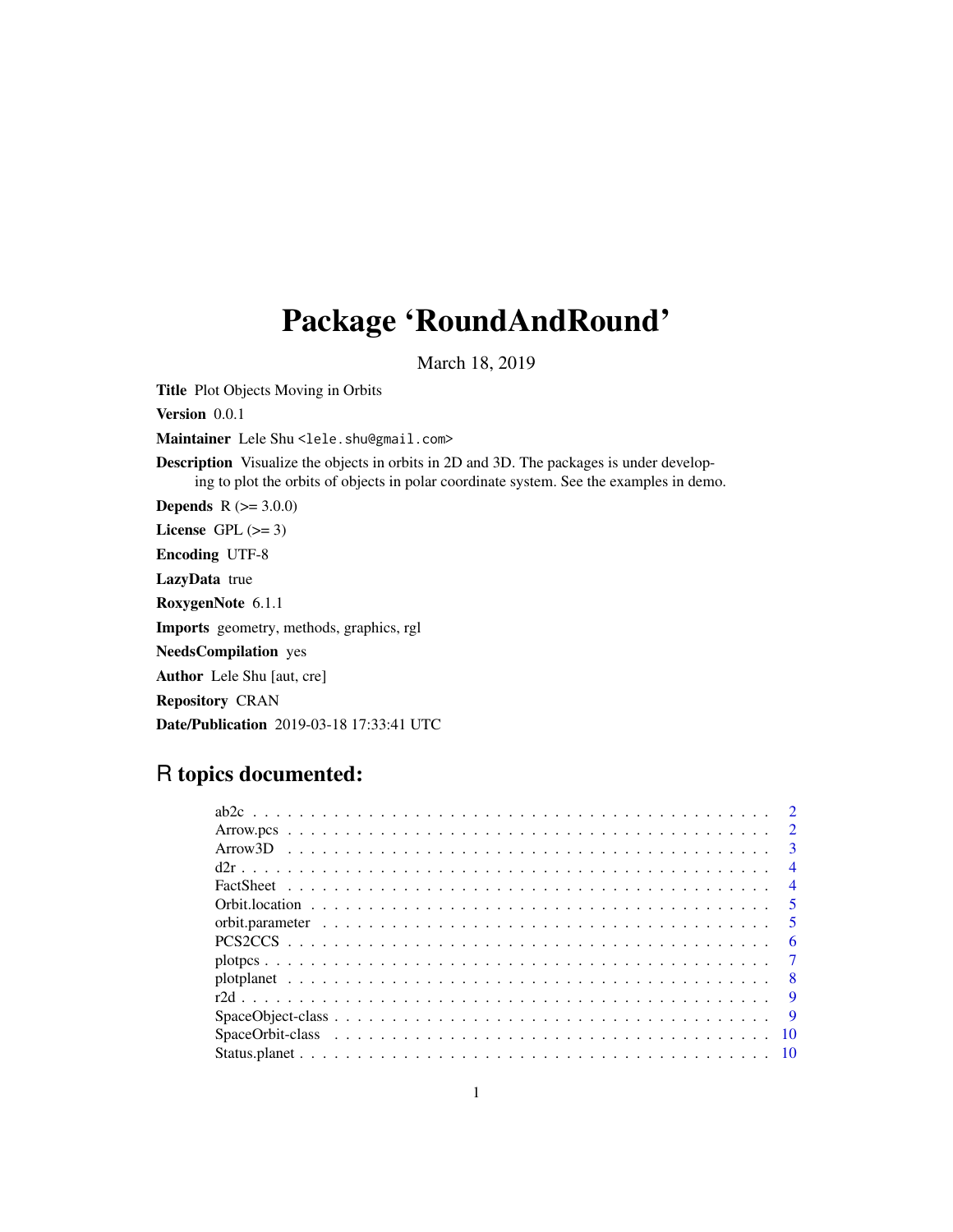# Package 'RoundAndRound'

March 18, 2019

**Title** Plot Objects Moving in Orbits

**Version** 0.0.1

**Maintainer** Lele Shu <lele.shu@gmail.com>

**Description** Visualize the objects in orbits in 2D and 3D. The packages is under developing to plot the orbits of objects in polar coordinate system. See the examples in demo.

**Depends** R (>= 3.0.0)

**License** GPL (>= 3)

**Encoding** UTF-8

**LazyData** true

**RoxygenNote** 6.1.1

**Imports** geometry, methods, graphics, rgl

**NeedsCompilation** yes

**Author** Lele Shu [aut, cre]

**Repository** CRAN

**Date/Publication** 2019-03-18 17:33:41 UTC

## R topics documented:

| | |
|---|---|
| ab2c | 2 |
| Arrow.pcs | 2 |
| Arrow3D | 3 |
| d2r | 4 |
| FactSheet | 4 |
| Orbit.location | 5 |
| orbit.parameter | 5 |
| PCS2CCS | 6 |
| plotpcs | 7 |
| plotplanet | 8 |
| r2d | 9 |
| SpaceObject-class | 9 |
| SpaceOrbit-class | 10 |
| Status.planet | 10 |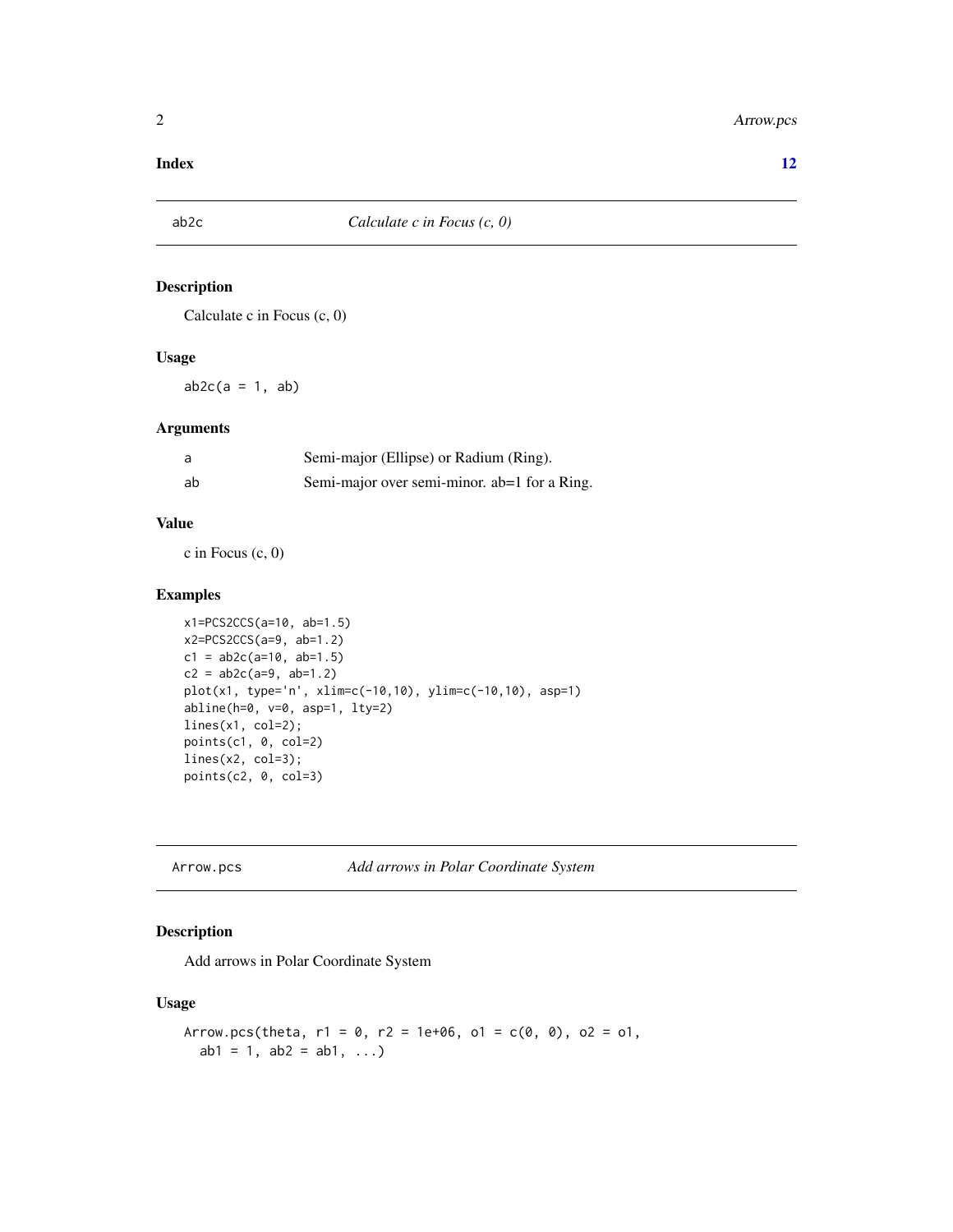**Index** **12**

## ab2c — *Calculate c in Focus (c, 0)*

### Description

Calculate c in Focus (c, 0)

### Usage

```
ab2c(a = 1, ab)
```

### Arguments

| | |
|---|---|
| a | Semi-major (Ellipse) or Radium (Ring). |
| ab | Semi-major over semi-minor. ab=1 for a Ring. |

### Value

c in Focus (c, 0)

### Examples

```
x1=PCS2CCS(a=10, ab=1.5)
x2=PCS2CCS(a=9, ab=1.2)
c1 = ab2c(a=10, ab=1.5)
c2 = ab2c(a=9, ab=1.2)
plot(x1, type='n', xlim=c(-10,10), ylim=c(-10,10), asp=1)
abline(h=0, v=0, asp=1, lty=2)
lines(x1, col=2);
points(c1, 0, col=2)
lines(x2, col=3);
points(c2, 0, col=3)
```

## Arrow.pcs — *Add arrows in Polar Coordinate System*

### Description

Add arrows in Polar Coordinate System

### Usage

```
Arrow.pcs(theta, r1 = 0, r2 = 1e+06, o1 = c(0, 0), o2 = o1,
  ab1 = 1, ab2 = ab1, ...)
```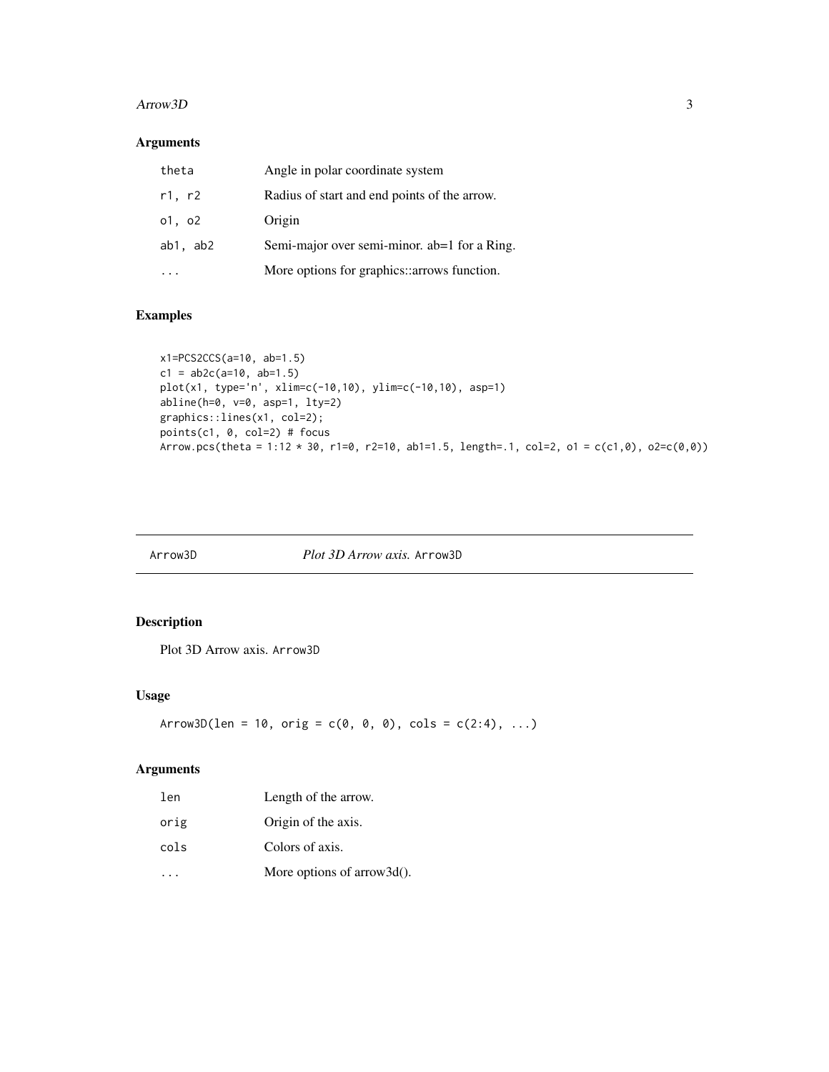## Arguments

| | |
|---|---|
| theta | Angle in polar coordinate system |
| r1, r2 | Radius of start and end points of the arrow. |
| o1, o2 | Origin |
| ab1, ab2 | Semi-major over semi-minor. ab=1 for a Ring. |
| ... | More options for graphics::arrows function. |

## Examples

```
x1=PCS2CCS(a=10, ab=1.5)
c1 = ab2c(a=10, ab=1.5)
plot(x1, type='n', xlim=c(-10,10), ylim=c(-10,10), asp=1)
abline(h=0, v=0, asp=1, lty=2)
graphics::lines(x1, col=2);
points(c1, 0, col=2) # focus
Arrow.pcs(theta = 1:12 * 30, r1=0, r2=10, ab1=1.5, length=.1, col=2, o1 = c(c1,0), o2=c(0,0))
```

---

# Arrow3D — *Plot 3D Arrow axis.* `Arrow3D`

## Description

Plot 3D Arrow axis. `Arrow3D`

## Usage

```
Arrow3D(len = 10, orig = c(0, 0, 0), cols = c(2:4), ...)
```

## Arguments

| | |
|---|---|
| len | Length of the arrow. |
| orig | Origin of the axis. |
| cols | Colors of axis. |
| ... | More options of arrow3d(). |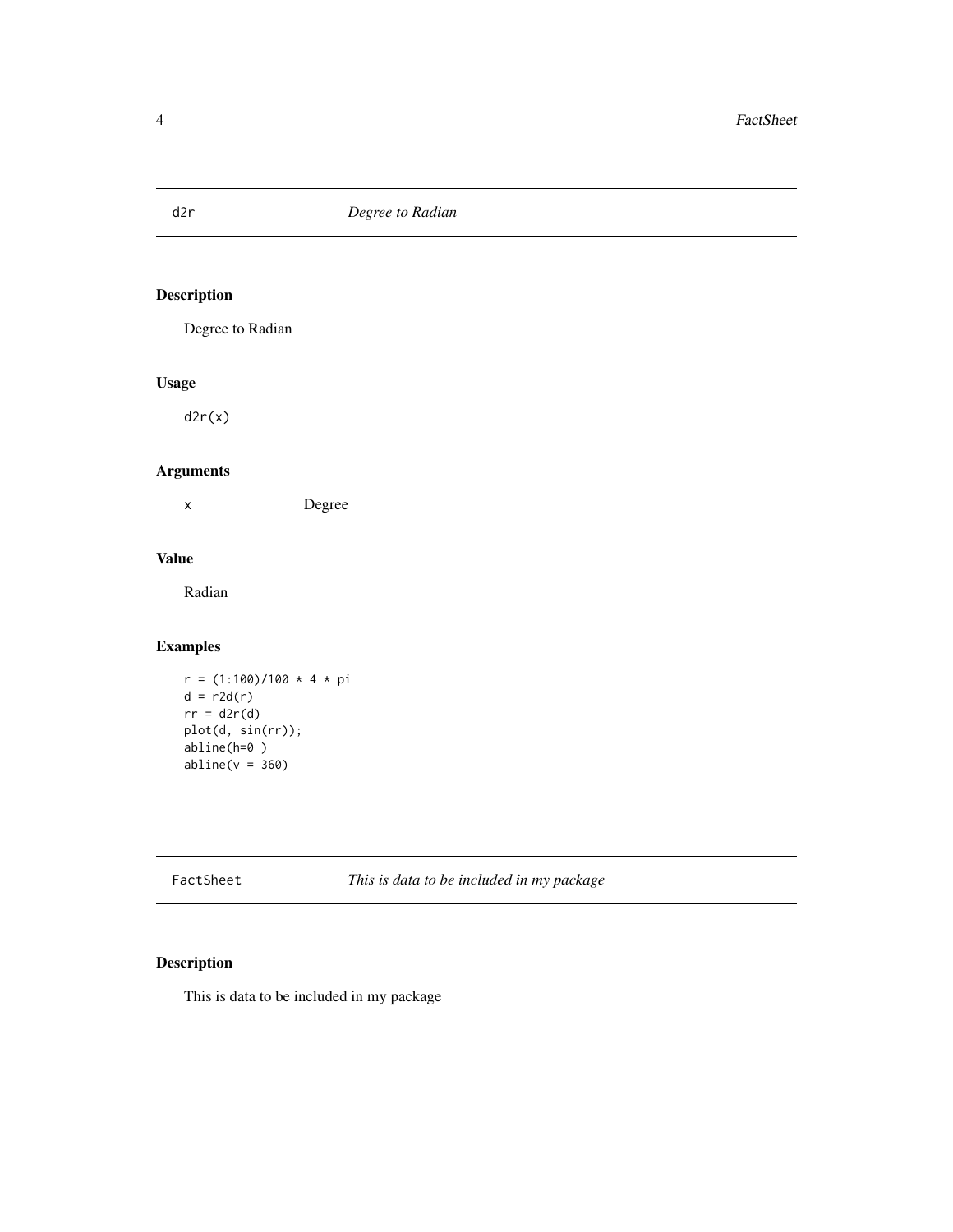## d2r *Degree to Radian*

### Description

Degree to Radian

### Usage

```
d2r(x)
```

### Arguments

| | |
|---|---|
| x | Degree |

### Value

Radian

### Examples

```
r = (1:100)/100 * 4 * pi
d = r2d(r)
rr = d2r(d)
plot(d, sin(rr));
abline(h=0 )
abline(v = 360)
```

## FactSheet *This is data to be included in my package*

### Description

This is data to be included in my package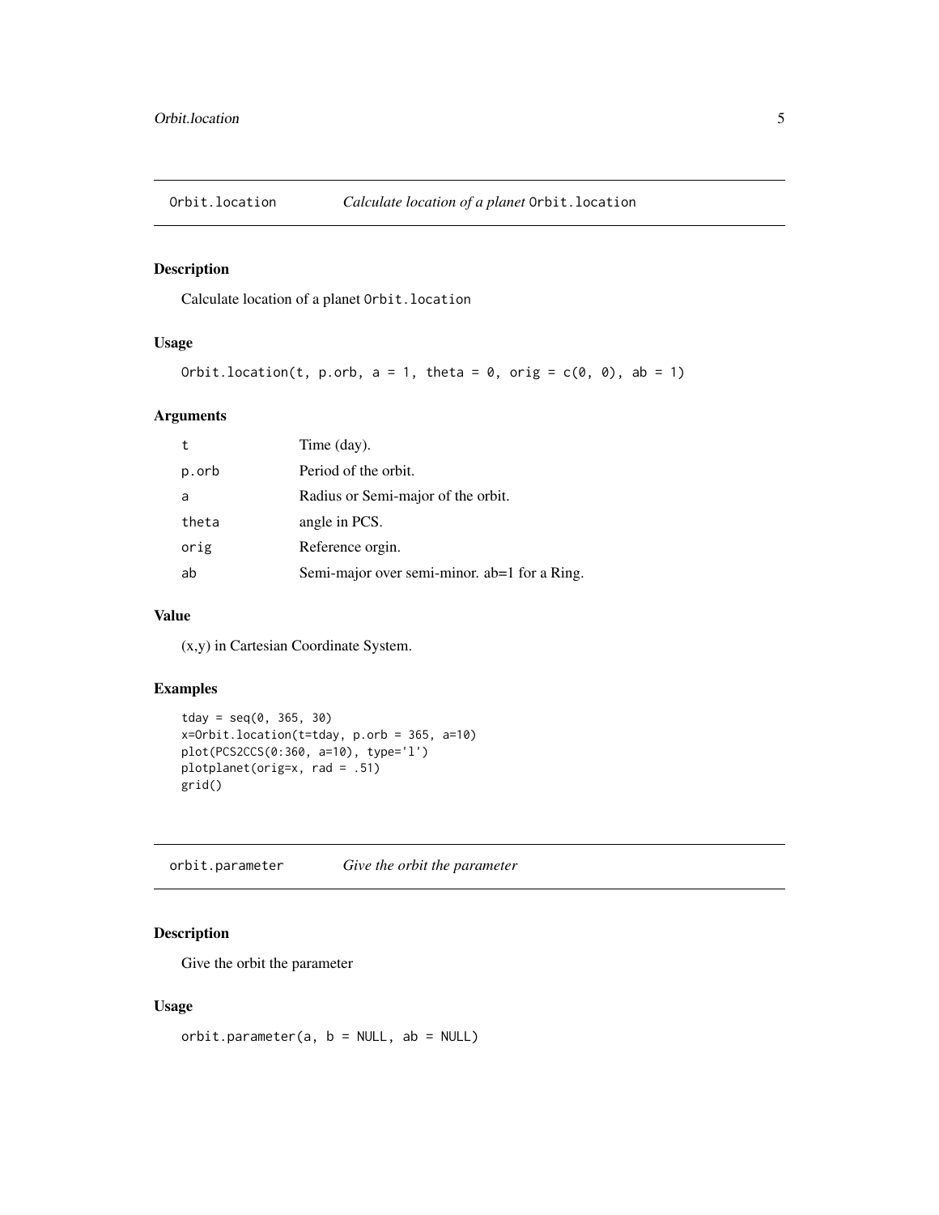## Orbit.location &nbsp;&nbsp;&nbsp; *Calculate location of a planet* Orbit.location

### Description

Calculate location of a planet Orbit.location

### Usage

```
Orbit.location(t, p.orb, a = 1, theta = 0, orig = c(0, 0), ab = 1)
```

### Arguments

| | |
|---|---|
| t | Time (day). |
| p.orb | Period of the orbit. |
| a | Radius or Semi-major of the orbit. |
| theta | angle in PCS. |
| orig | Reference orgin. |
| ab | Semi-major over semi-minor. ab=1 for a Ring. |

### Value

(x,y) in Cartesian Coordinate System.

### Examples

```
tday = seq(0, 365, 30)
x=Orbit.location(t=tday, p.orb = 365, a=10)
plot(PCS2CCS(0:360, a=10), type='l')
plotplanet(orig=x, rad = .51)
grid()
```

## orbit.parameter &nbsp;&nbsp;&nbsp; *Give the orbit the parameter*

### Description

Give the orbit the parameter

### Usage

```
orbit.parameter(a, b = NULL, ab = NULL)
```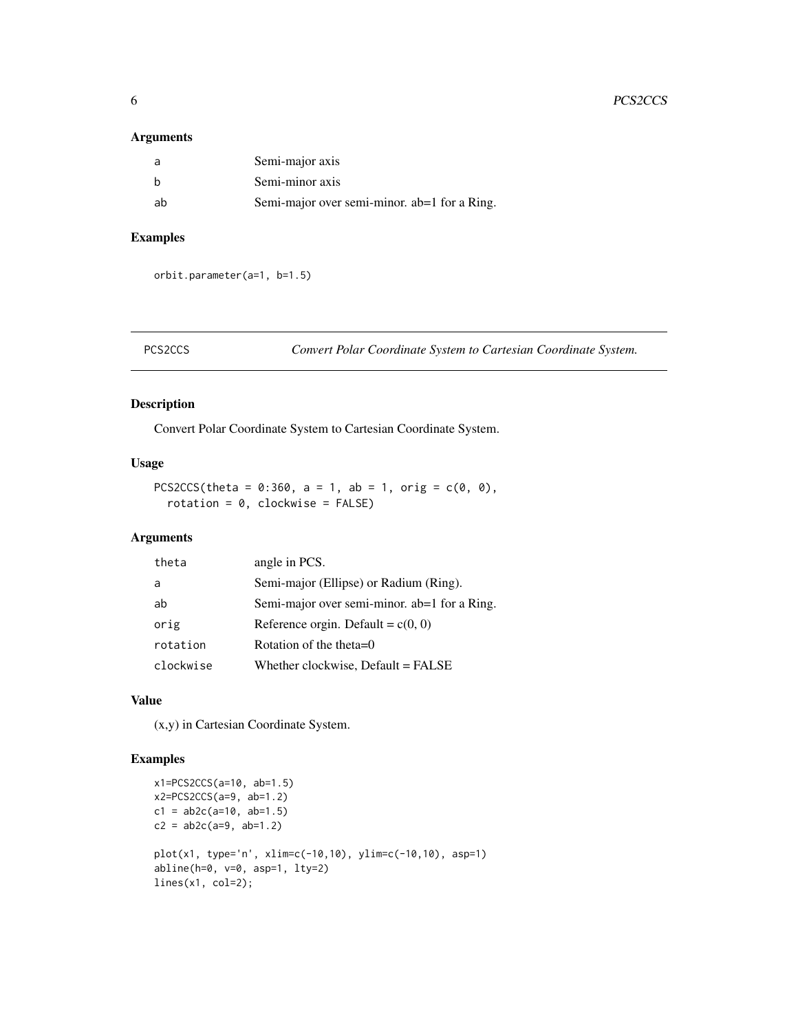## Arguments

| | |
|---|---|
| a | Semi-major axis |
| b | Semi-minor axis |
| ab | Semi-major over semi-minor. ab=1 for a Ring. |

## Examples

```
orbit.parameter(a=1, b=1.5)
```

---

# PCS2CCS — *Convert Polar Coordinate System to Cartesian Coordinate System.*

---

## Description

Convert Polar Coordinate System to Cartesian Coordinate System.

## Usage

```
PCS2CCS(theta = 0:360, a = 1, ab = 1, orig = c(0, 0),
  rotation = 0, clockwise = FALSE)
```

## Arguments

| | |
|---|---|
| theta | angle in PCS. |
| a | Semi-major (Ellipse) or Radium (Ring). |
| ab | Semi-major over semi-minor. ab=1 for a Ring. |
| orig | Reference orgin. Default = c(0, 0) |
| rotation | Rotation of the theta=0 |
| clockwise | Whether clockwise, Default = FALSE |

## Value

(x,y) in Cartesian Coordinate System.

## Examples

```
x1=PCS2CCS(a=10, ab=1.5)
x2=PCS2CCS(a=9, ab=1.2)
c1 = ab2c(a=10, ab=1.5)
c2 = ab2c(a=9, ab=1.2)

plot(x1, type='n', xlim=c(-10,10), ylim=c(-10,10), asp=1)
abline(h=0, v=0, asp=1, lty=2)
lines(x1, col=2);
```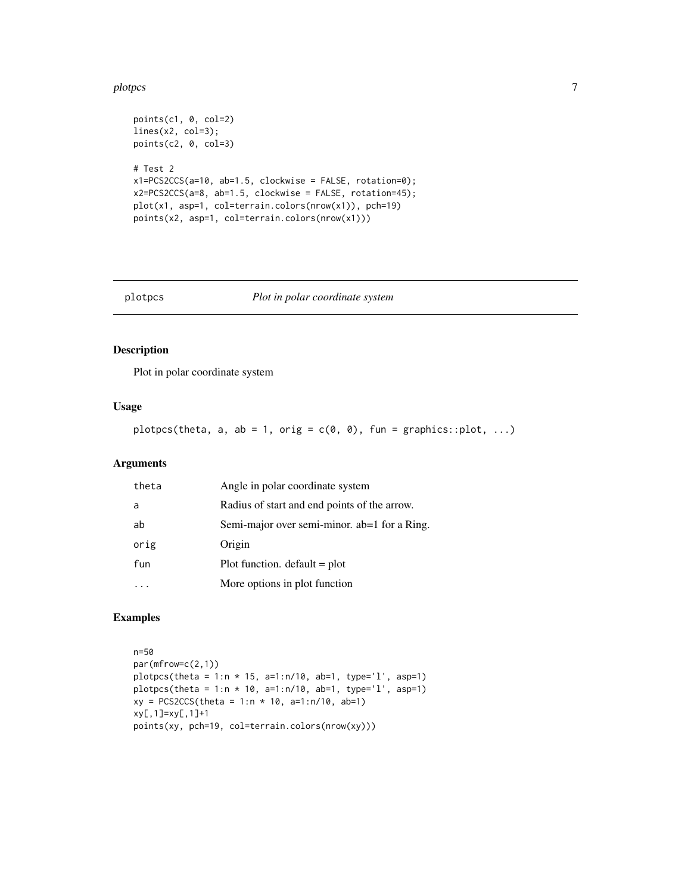```
points(c1, 0, col=2)
lines(x2, col=3);
points(c2, 0, col=3)

# Test 2
x1=PCS2CCS(a=10, ab=1.5, clockwise = FALSE, rotation=0);
x2=PCS2CCS(a=8, ab=1.5, clockwise = FALSE, rotation=45);
plot(x1, asp=1, col=terrain.colors(nrow(x1)), pch=19)
points(x2, asp=1, col=terrain.colors(nrow(x1)))
```

---

## plotpcs *Plot in polar coordinate system*

### Description

Plot in polar coordinate system

### Usage

```
plotpcs(theta, a, ab = 1, orig = c(0, 0), fun = graphics::plot, ...)
```

### Arguments

| | |
|---|---|
| theta | Angle in polar coordinate system |
| a | Radius of start and end points of the arrow. |
| ab | Semi-major over semi-minor. ab=1 for a Ring. |
| orig | Origin |
| fun | Plot function. default = plot |
| ... | More options in plot function |

### Examples

```
n=50
par(mfrow=c(2,1))
plotpcs(theta = 1:n * 15, a=1:n/10, ab=1, type='l', asp=1)
plotpcs(theta = 1:n * 10, a=1:n/10, ab=1, type='l', asp=1)
xy = PCS2CCS(theta = 1:n * 10, a=1:n/10, ab=1)
xy[,1]=xy[,1]+1
points(xy, pch=19, col=terrain.colors(nrow(xy)))
```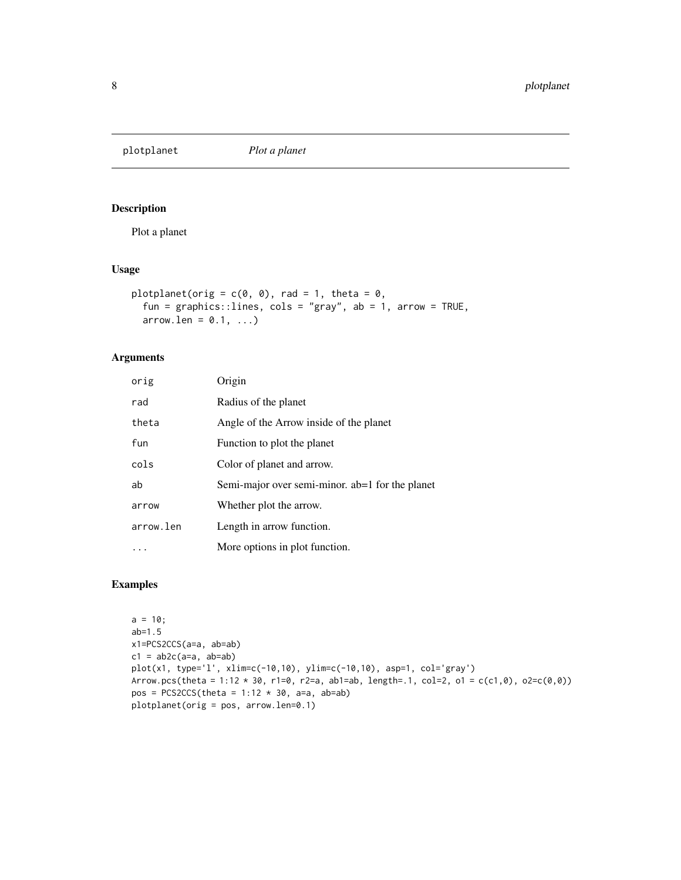# plotplanet — *Plot a planet*

## Description

Plot a planet

## Usage

```
plotplanet(orig = c(0, 0), rad = 1, theta = 0,
  fun = graphics::lines, cols = "gray", ab = 1, arrow = TRUE,
  arrow.len = 0.1, ...)
```

## Arguments

| | |
|---|---|
| orig | Origin |
| rad | Radius of the planet |
| theta | Angle of the Arrow inside of the planet |
| fun | Function to plot the planet |
| cols | Color of planet and arrow. |
| ab | Semi-major over semi-minor. ab=1 for the planet |
| arrow | Whether plot the arrow. |
| arrow.len | Length in arrow function. |
| ... | More options in plot function. |

## Examples

```
a = 10;
ab=1.5
x1=PCS2CCS(a=a, ab=ab)
c1 = ab2c(a=a, ab=ab)
plot(x1, type='l', xlim=c(-10,10), ylim=c(-10,10), asp=1, col='gray')
Arrow.pcs(theta = 1:12 * 30, r1=0, r2=a, ab1=ab, length=.1, col=2, o1 = c(c1,0), o2=c(0,0))
pos = PCS2CCS(theta = 1:12 * 30, a=a, ab=ab)
plotplanet(orig = pos, arrow.len=0.1)
```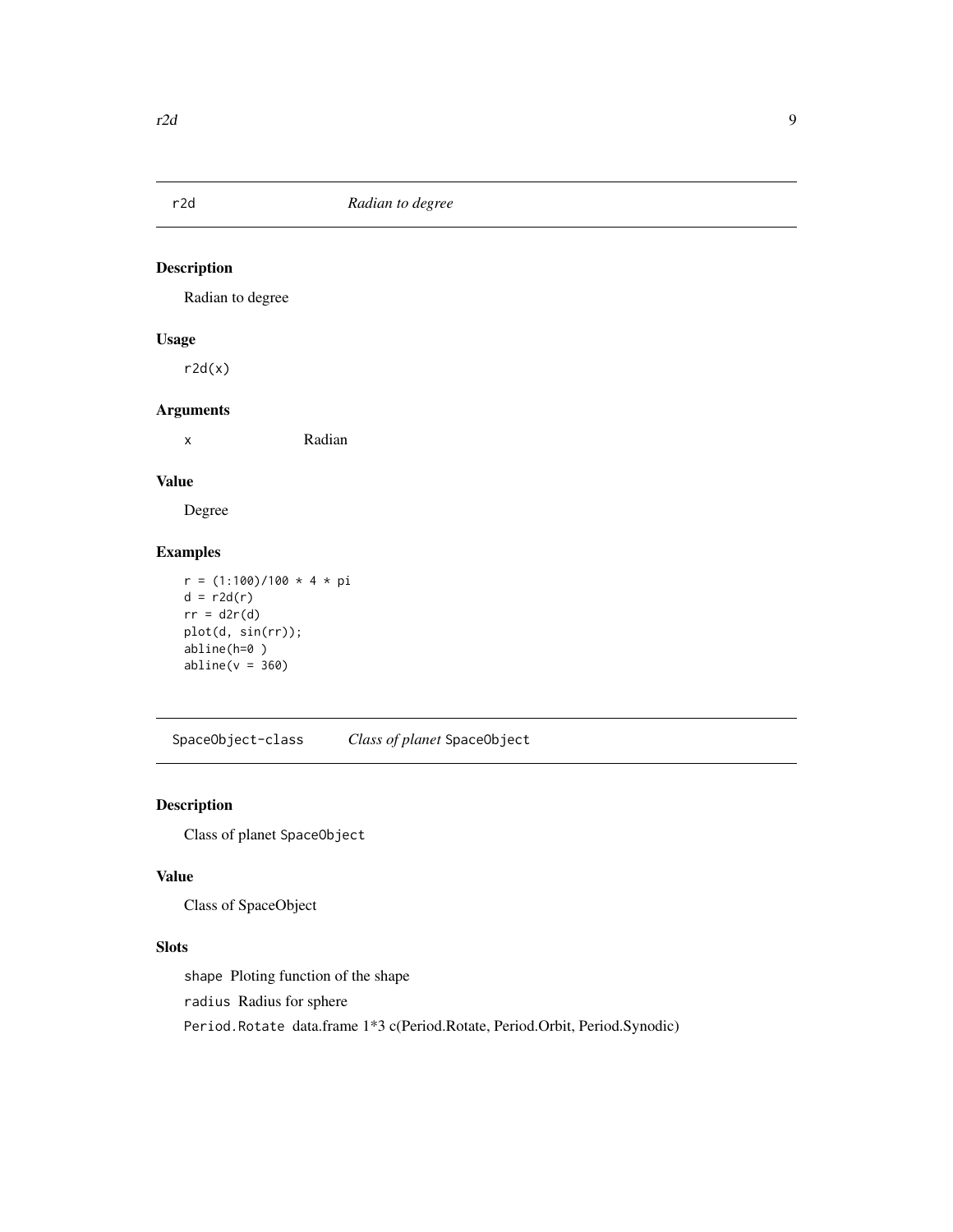## r2d *Radian to degree*

### Description

Radian to degree

### Usage

```
r2d(x)
```

### Arguments

x Radian

### Value

Degree

### Examples

```
r = (1:100)/100 * 4 * pi
d = r2d(r)
rr = d2r(d)
plot(d, sin(rr));
abline(h=0 )
abline(v = 360)
```

## SpaceObject-class *Class of planet* `SpaceObject`

### Description

Class of planet `SpaceObject`

### Value

Class of SpaceObject

### Slots

`shape` Ploting function of the shape

`radius` Radius for sphere

`Period.Rotate` data.frame 1*3 c(Period.Rotate, Period.Orbit, Period.Synodic)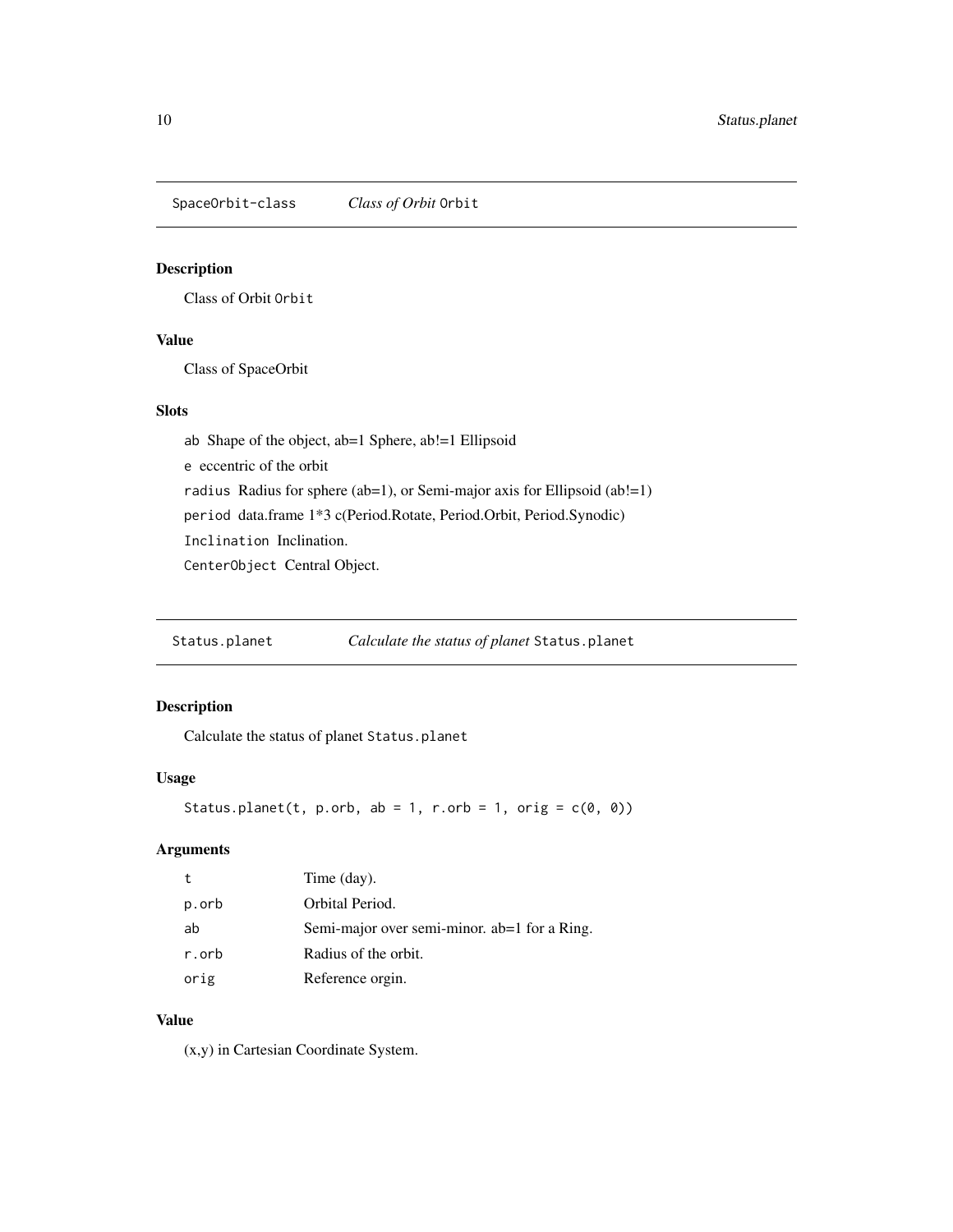## SpaceOrbit-class — *Class of Orbit* `Orbit`

### Description

Class of Orbit `Orbit`

### Value

Class of SpaceOrbit

### Slots

`ab` Shape of the object, ab=1 Sphere, ab!=1 Ellipsoid

`e` eccentric of the orbit

`radius` Radius for sphere (ab=1), or Semi-major axis for Ellipsoid (ab!=1)

`period` data.frame 1*3 c(Period.Rotate, Period.Orbit, Period.Synodic)

`Inclination` Inclination.

`CenterObject` Central Object.

## Status.planet — *Calculate the status of planet* `Status.planet`

### Description

Calculate the status of planet `Status.planet`

### Usage

```
Status.planet(t, p.orb, ab = 1, r.orb = 1, orig = c(0, 0))
```

### Arguments

| | |
|---|---|
| `t` | Time (day). |
| `p.orb` | Orbital Period. |
| `ab` | Semi-major over semi-minor. ab=1 for a Ring. |
| `r.orb` | Radius of the orbit. |
| `orig` | Reference orgin. |

### Value

(x,y) in Cartesian Coordinate System.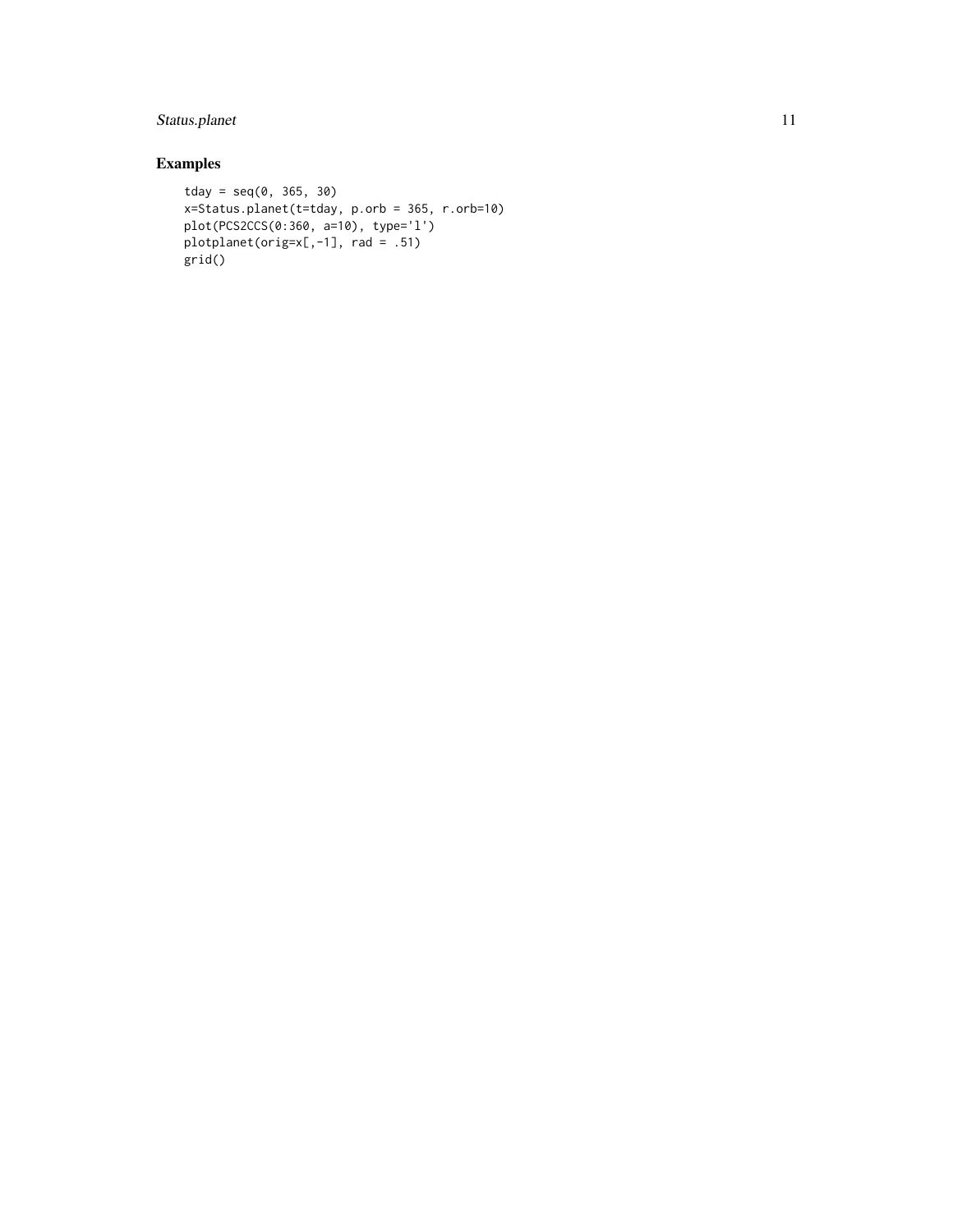## Examples

```
tday = seq(0, 365, 30)
x=Status.planet(t=tday, p.orb = 365, r.orb=10)
plot(PCS2CCS(0:360, a=10), type='l')
plotplanet(orig=x[,-1], rad = .51)
grid()
```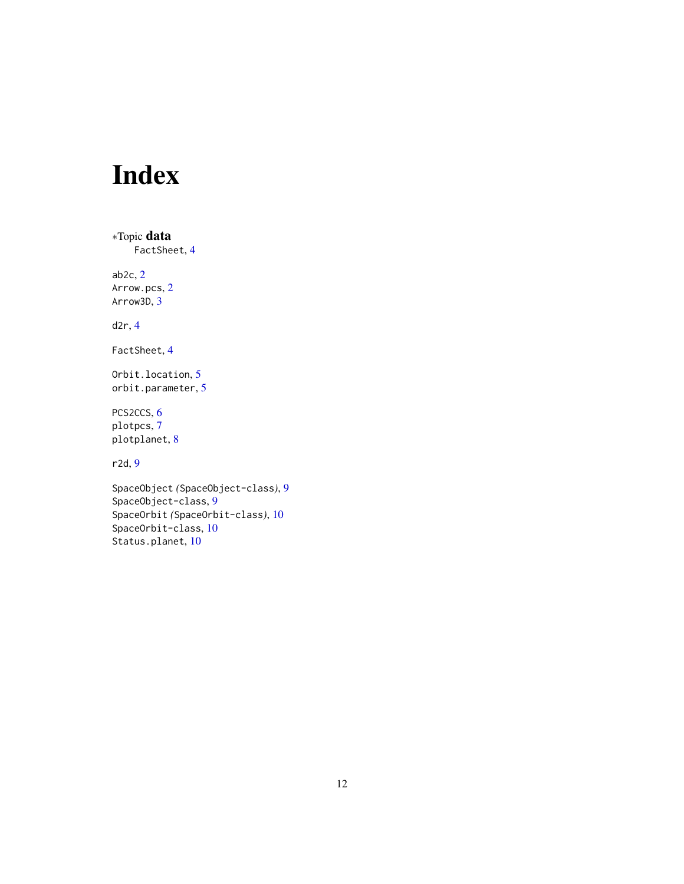# Index

∗Topic **data**

FactSheet, 4

ab2c, 2
Arrow.pcs, 2
Arrow3D, 3

d2r, 4

FactSheet, 4

Orbit.location, 5
orbit.parameter, 5

PCS2CCS, 6
plotpcs, 7
plotplanet, 8

r2d, 9

SpaceObject *(*SpaceObject-class*)*, 9
SpaceObject-class, 9
SpaceOrbit *(*SpaceOrbit-class*)*, 10
SpaceOrbit-class, 10
Status.planet, 10